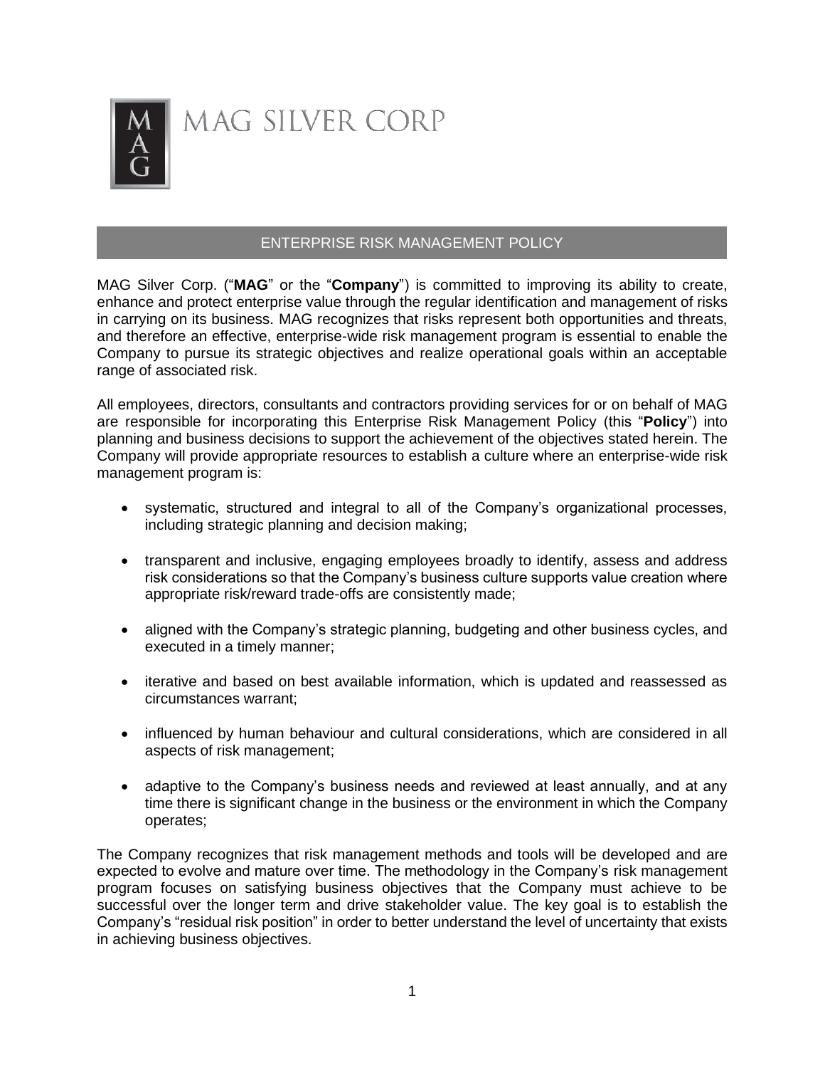# MAG SILVER CORP

## ENTERPRISE RISK MANAGEMENT POLICY

MAG Silver Corp. ("**MAG**" or the "**Company**") is committed to improving its ability to create, enhance and protect enterprise value through the regular identification and management of risks in carrying on its business. MAG recognizes that risks represent both opportunities and threats, and therefore an effective, enterprise-wide risk management program is essential to enable the Company to pursue its strategic objectives and realize operational goals within an acceptable range of associated risk.

All employees, directors, consultants and contractors providing services for or on behalf of MAG are responsible for incorporating this Enterprise Risk Management Policy (this "**Policy**") into planning and business decisions to support the achievement of the objectives stated herein. The Company will provide appropriate resources to establish a culture where an enterprise-wide risk management program is:

- systematic, structured and integral to all of the Company's organizational processes, including strategic planning and decision making;
- transparent and inclusive, engaging employees broadly to identify, assess and address risk considerations so that the Company's business culture supports value creation where appropriate risk/reward trade-offs are consistently made;
- aligned with the Company's strategic planning, budgeting and other business cycles, and executed in a timely manner;
- iterative and based on best available information, which is updated and reassessed as circumstances warrant;
- influenced by human behaviour and cultural considerations, which are considered in all aspects of risk management;
- adaptive to the Company's business needs and reviewed at least annually, and at any time there is significant change in the business or the environment in which the Company operates;

The Company recognizes that risk management methods and tools will be developed and are expected to evolve and mature over time. The methodology in the Company's risk management program focuses on satisfying business objectives that the Company must achieve to be successful over the longer term and drive stakeholder value. The key goal is to establish the Company's "residual risk position" in order to better understand the level of uncertainty that exists in achieving business objectives.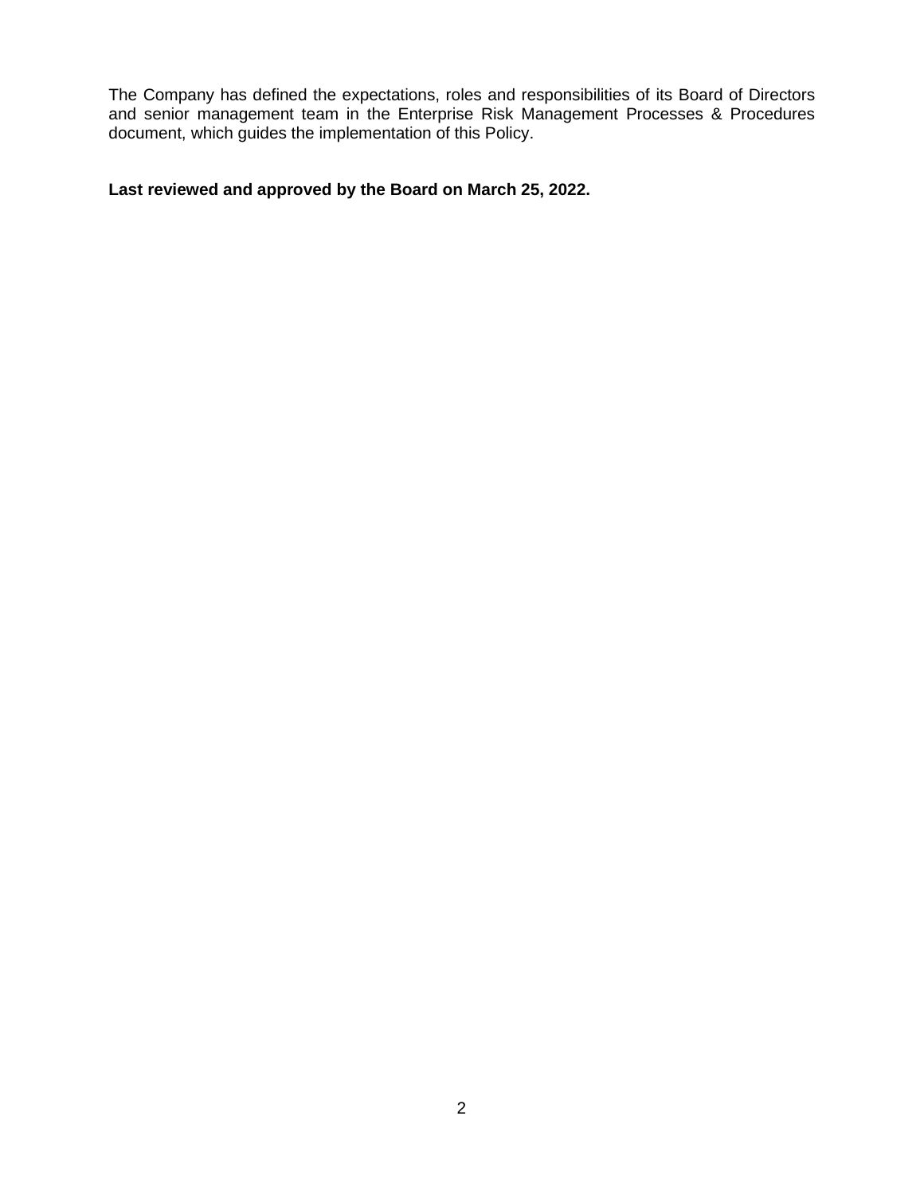The Company has defined the expectations, roles and responsibilities of its Board of Directors and senior management team in the Enterprise Risk Management Processes & Procedures document, which guides the implementation of this Policy.

**Last reviewed and approved by the Board on March 25, 2022.**